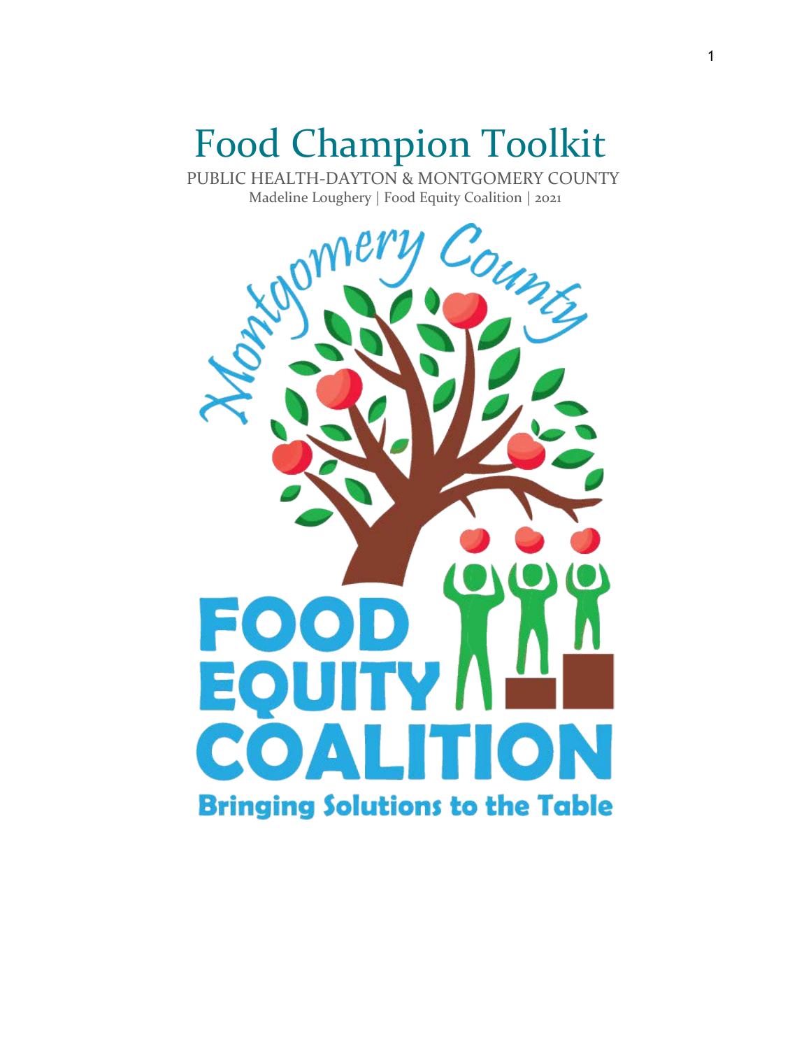# Food Champion Toolkit

PUBLIC HEALTH-DAYTON & MONTGOMERY COUNTY

Madeline Loughery | Food Equity Coalition | 2021

Montgomery County

FOOD EQUITY COALITION

Bringing Solutions to the Table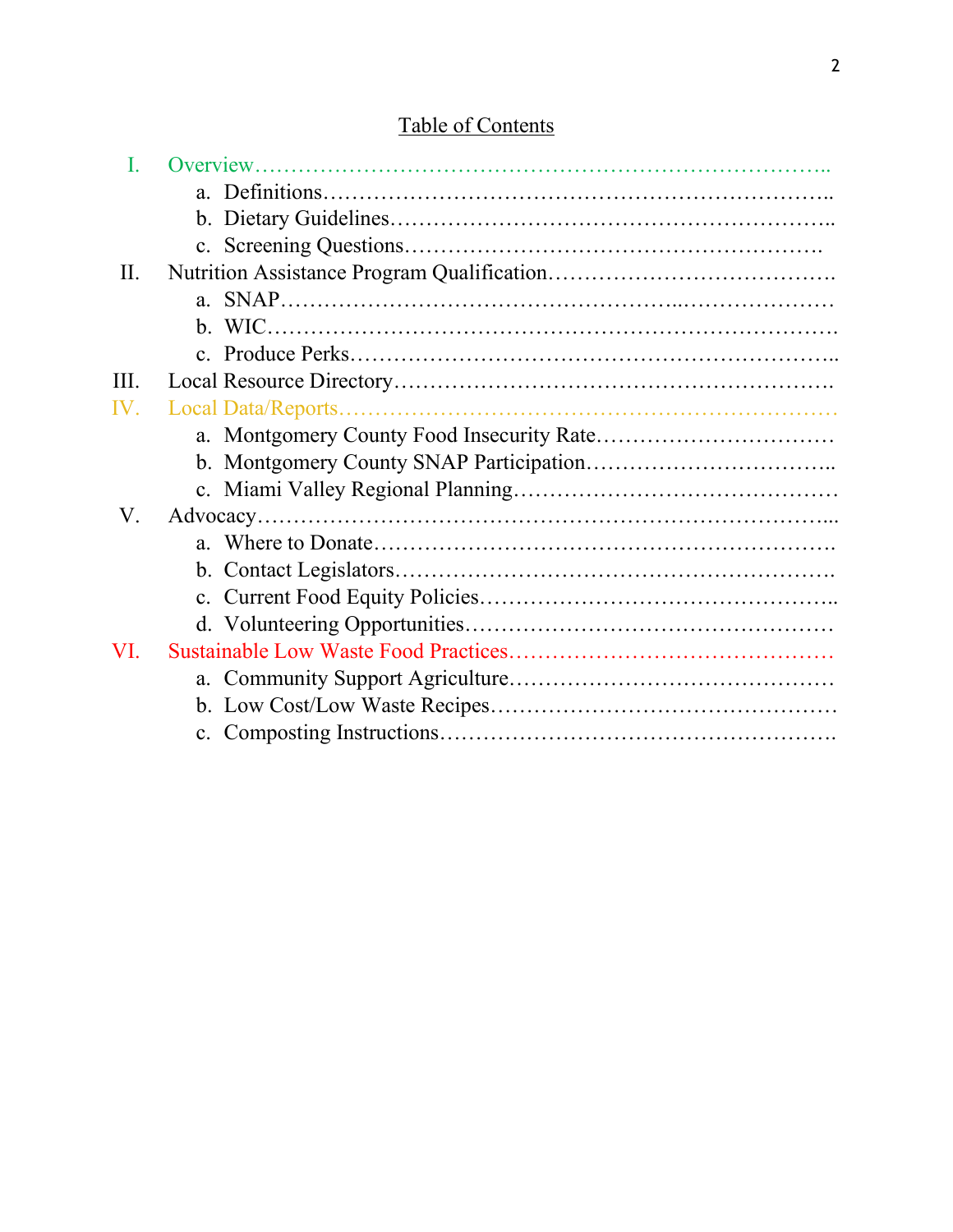## Table of Contents

- I. Overview……………………………………………………………………..
  - a. Definitions……………………………………………………………..
  - b. Dietary Guidelines……………………………………………………..
  - c. Screening Questions…………………………………………………..
- II. Nutrition Assistance Program Qualification……………………………….
  - a. SNAP……………………………………………………………………
  - b. WIC……………………………………………………………………….
  - c. Produce Perks…………………………………………………………..
- III. Local Resource Directory…………………………………………………….
- IV. Local Data/Reports…………………………………………………………….
  - a. Montgomery County Food Insecurity Rate……………………………
  - b. Montgomery County SNAP Participation……………………………..
  - c. Miami Valley Regional Planning………………………………………
- V. Advocacy……………………………………………………………………...
  - a. Where to Donate……………………………………………………….
  - b. Contact Legislators…………………………………………………….
  - c. Current Food Equity Policies…………………………………………..
  - d. Volunteering Opportunities……………………………………………
- VI. Sustainable Low Waste Food Practices………………………………………
  - a. Community Support Agriculture………………………………………
  - b. Low Cost/Low Waste Recipes…………………………………………
  - c. Composting Instructions……………………………………………….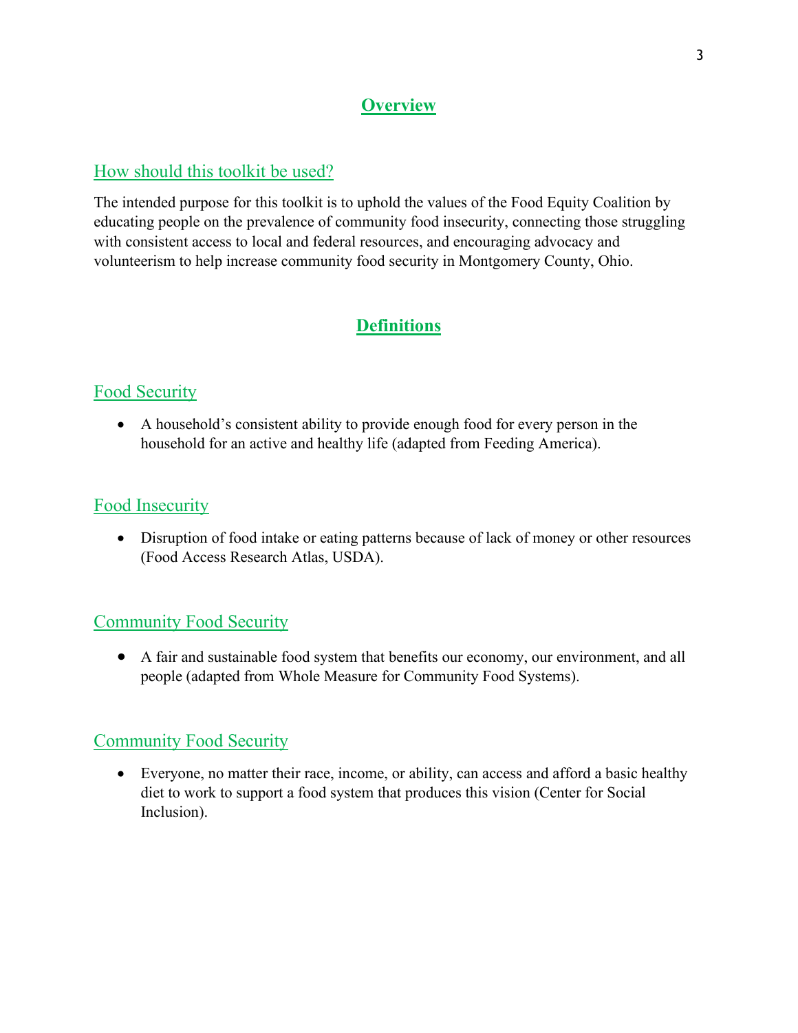# Overview

## How should this toolkit be used?

The intended purpose for this toolkit is to uphold the values of the Food Equity Coalition by educating people on the prevalence of community food insecurity, connecting those struggling with consistent access to local and federal resources, and encouraging advocacy and volunteerism to help increase community food security in Montgomery County, Ohio.

# Definitions

## Food Security

- A household's consistent ability to provide enough food for every person in the household for an active and healthy life (adapted from Feeding America).

## Food Insecurity

- Disruption of food intake or eating patterns because of lack of money or other resources (Food Access Research Atlas, USDA).

## Community Food Security

- A fair and sustainable food system that benefits our economy, our environment, and all people (adapted from Whole Measure for Community Food Systems).

## Community Food Security

- Everyone, no matter their race, income, or ability, can access and afford a basic healthy diet to work to support a food system that produces this vision (Center for Social Inclusion).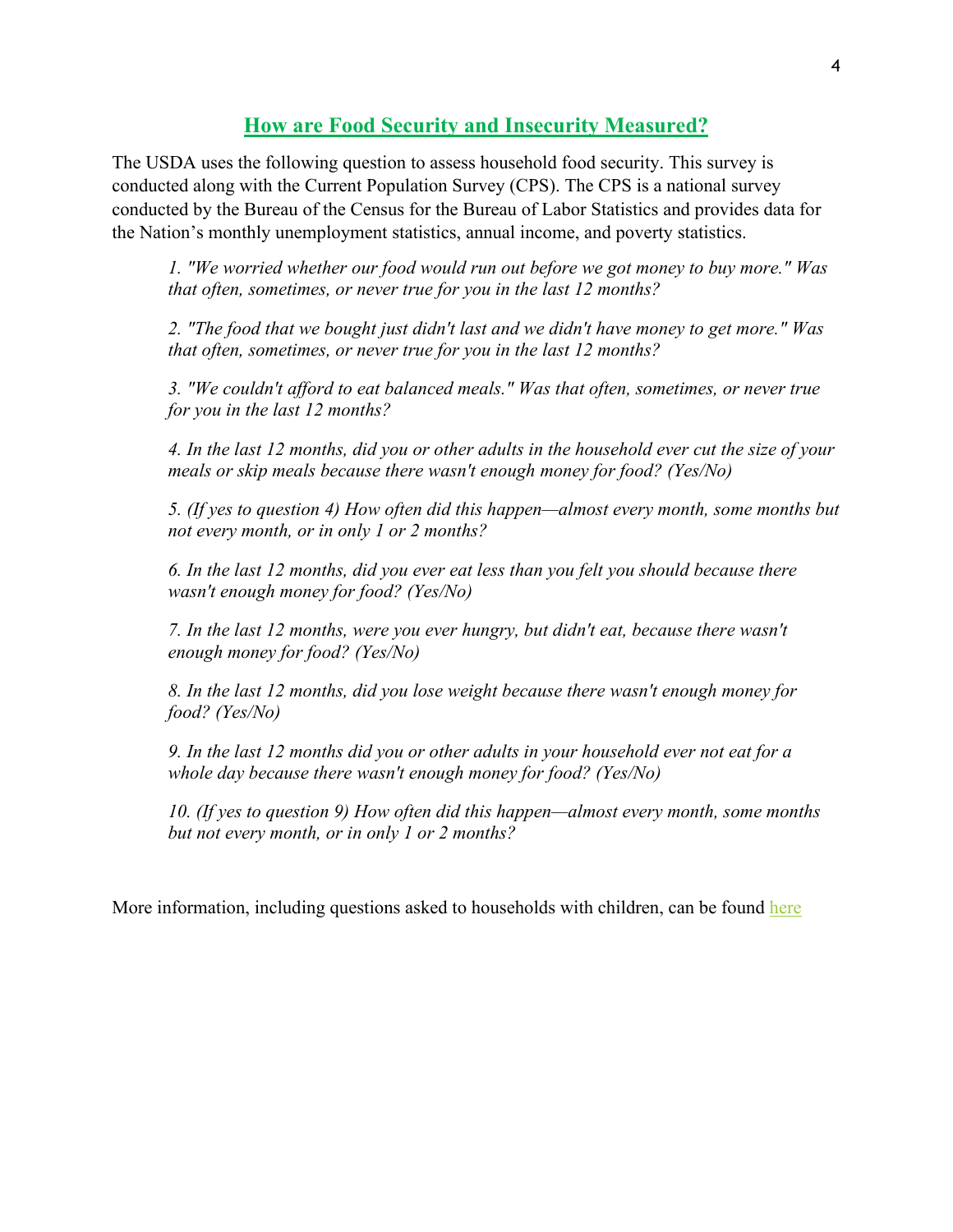## How are Food Security and Insecurity Measured?

The USDA uses the following question to assess household food security. This survey is conducted along with the Current Population Survey (CPS). The CPS is a national survey conducted by the Bureau of the Census for the Bureau of Labor Statistics and provides data for the Nation's monthly unemployment statistics, annual income, and poverty statistics.

> *1. "We worried whether our food would run out before we got money to buy more." Was that often, sometimes, or never true for you in the last 12 months?*
>
> *2. "The food that we bought just didn't last and we didn't have money to get more." Was that often, sometimes, or never true for you in the last 12 months?*
>
> *3. "We couldn't afford to eat balanced meals." Was that often, sometimes, or never true for you in the last 12 months?*
>
> *4. In the last 12 months, did you or other adults in the household ever cut the size of your meals or skip meals because there wasn't enough money for food? (Yes/No)*
>
> *5. (If yes to question 4) How often did this happen—almost every month, some months but not every month, or in only 1 or 2 months?*
>
> *6. In the last 12 months, did you ever eat less than you felt you should because there wasn't enough money for food? (Yes/No)*
>
> *7. In the last 12 months, were you ever hungry, but didn't eat, because there wasn't enough money for food? (Yes/No)*
>
> *8. In the last 12 months, did you lose weight because there wasn't enough money for food? (Yes/No)*
>
> *9. In the last 12 months did you or other adults in your household ever not eat for a whole day because there wasn't enough money for food? (Yes/No)*
>
> *10. (If yes to question 9) How often did this happen—almost every month, some months but not every month, or in only 1 or 2 months?*

More information, including questions asked to households with children, can be found here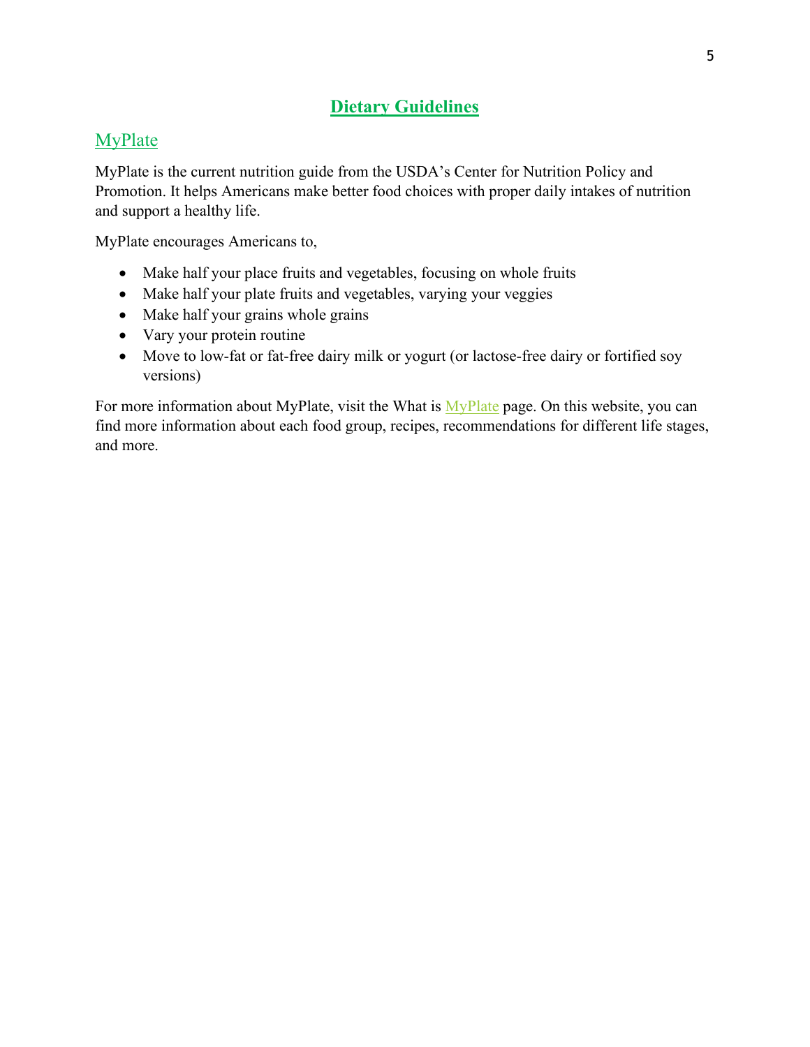# Dietary Guidelines

## MyPlate

MyPlate is the current nutrition guide from the USDA's Center for Nutrition Policy and Promotion. It helps Americans make better food choices with proper daily intakes of nutrition and support a healthy life.

MyPlate encourages Americans to,

- Make half your place fruits and vegetables, focusing on whole fruits
- Make half your plate fruits and vegetables, varying your veggies
- Make half your grains whole grains
- Vary your protein routine
- Move to low-fat or fat-free dairy milk or yogurt (or lactose-free dairy or fortified soy versions)

For more information about MyPlate, visit the What is MyPlate page. On this website, you can find more information about each food group, recipes, recommendations for different life stages, and more.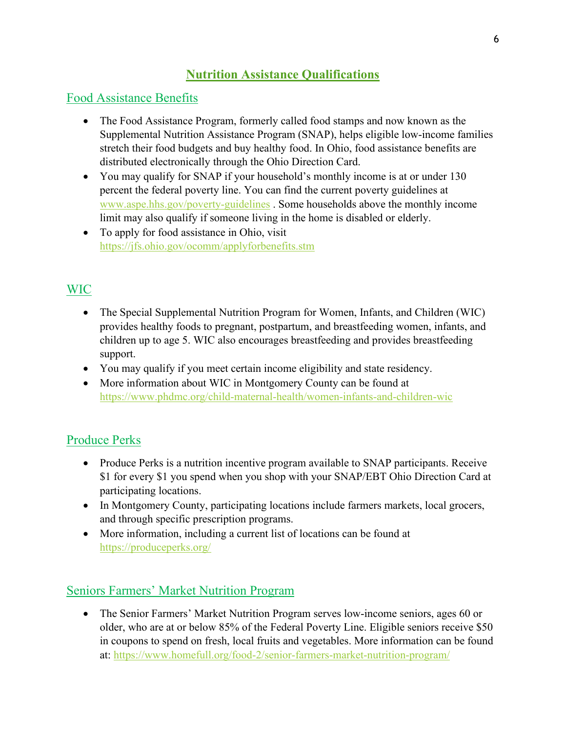# Nutrition Assistance Qualifications

## Food Assistance Benefits

- The Food Assistance Program, formerly called food stamps and now known as the Supplemental Nutrition Assistance Program (SNAP), helps eligible low-income families stretch their food budgets and buy healthy food. In Ohio, food assistance benefits are distributed electronically through the Ohio Direction Card.
- You may qualify for SNAP if your household's monthly income is at or under 130 percent the federal poverty line. You can find the current poverty guidelines at www.aspe.hhs.gov/poverty-guidelines . Some households above the monthly income limit may also qualify if someone living in the home is disabled or elderly.
- To apply for food assistance in Ohio, visit https://jfs.ohio.gov/ocomm/applyforbenefits.stm

## WIC

- The Special Supplemental Nutrition Program for Women, Infants, and Children (WIC) provides healthy foods to pregnant, postpartum, and breastfeeding women, infants, and children up to age 5. WIC also encourages breastfeeding and provides breastfeeding support.
- You may qualify if you meet certain income eligibility and state residency.
- More information about WIC in Montgomery County can be found at https://www.phdmc.org/child-maternal-health/women-infants-and-children-wic

## Produce Perks

- Produce Perks is a nutrition incentive program available to SNAP participants. Receive $1 for every $1 you spend when you shop with your SNAP/EBT Ohio Direction Card at participating locations.
- In Montgomery County, participating locations include farmers markets, local grocers, and through specific prescription programs.
- More information, including a current list of locations can be found at https://produceperks.org/

## Seniors Farmers' Market Nutrition Program

- The Senior Farmers' Market Nutrition Program serves low-income seniors, ages 60 or older, who are at or below 85% of the Federal Poverty Line. Eligible seniors receive $50 in coupons to spend on fresh, local fruits and vegetables. More information can be found at: https://www.homefull.org/food-2/senior-farmers-market-nutrition-program/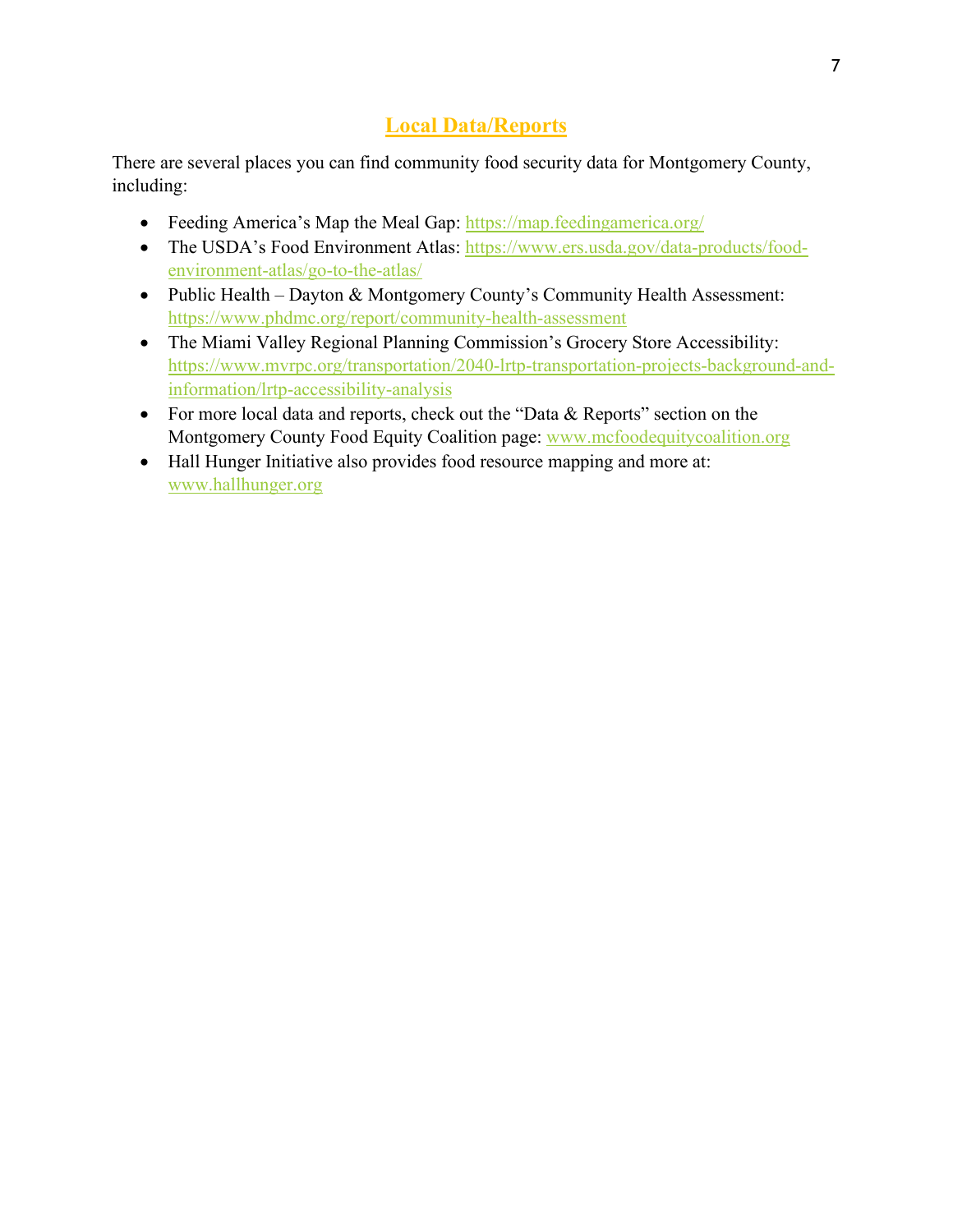## Local Data/Reports

There are several places you can find community food security data for Montgomery County, including:

- Feeding America's Map the Meal Gap: https://map.feedingamerica.org/
- The USDA's Food Environment Atlas: https://www.ers.usda.gov/data-products/food-environment-atlas/go-to-the-atlas/
- Public Health – Dayton & Montgomery County's Community Health Assessment: https://www.phdmc.org/report/community-health-assessment
- The Miami Valley Regional Planning Commission's Grocery Store Accessibility: https://www.mvrpc.org/transportation/2040-lrtp-transportation-projects-background-and-information/lrtp-accessibility-analysis
- For more local data and reports, check out the "Data & Reports" section on the Montgomery County Food Equity Coalition page: www.mcfoodequitycoalition.org
- Hall Hunger Initiative also provides food resource mapping and more at: www.hallhunger.org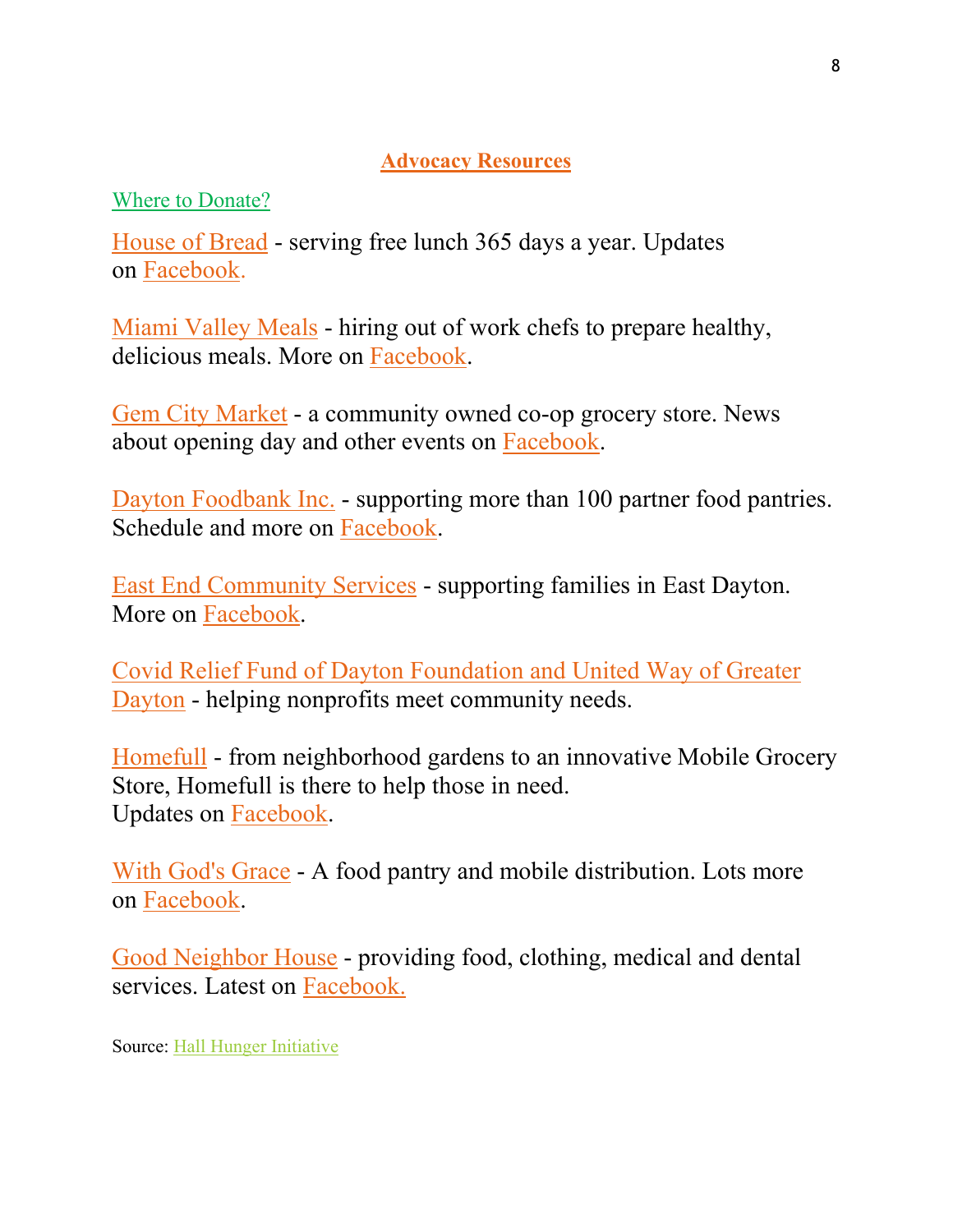## Advocacy Resources

### Where to Donate?

House of Bread - serving free lunch 365 days a year. Updates on Facebook.

Miami Valley Meals - hiring out of work chefs to prepare healthy, delicious meals. More on Facebook.

Gem City Market - a community owned co-op grocery store. News about opening day and other events on Facebook.

Dayton Foodbank Inc. - supporting more than 100 partner food pantries. Schedule and more on Facebook.

East End Community Services - supporting families in East Dayton. More on Facebook.

Covid Relief Fund of Dayton Foundation and United Way of Greater Dayton - helping nonprofits meet community needs.

Homefull - from neighborhood gardens to an innovative Mobile Grocery Store, Homefull is there to help those in need.
Updates on Facebook.

With God's Grace - A food pantry and mobile distribution. Lots more on Facebook.

Good Neighbor House - providing food, clothing, medical and dental services. Latest on Facebook.

Source: Hall Hunger Initiative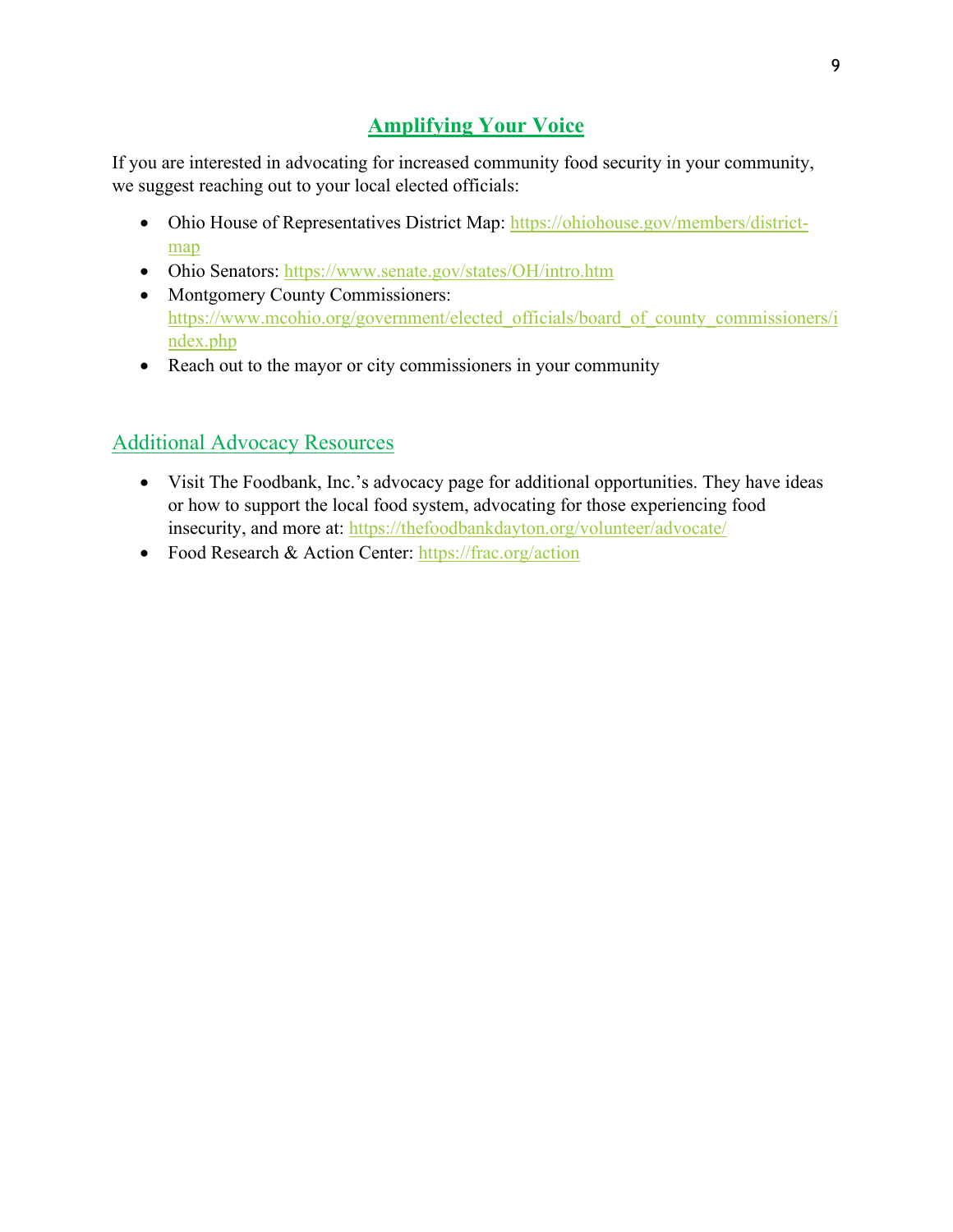## Amplifying Your Voice

If you are interested in advocating for increased community food security in your community, we suggest reaching out to your local elected officials:

- Ohio House of Representatives District Map: https://ohiohouse.gov/members/district-map
- Ohio Senators: https://www.senate.gov/states/OH/intro.htm
- Montgomery County Commissioners: https://www.mcohio.org/government/elected_officials/board_of_county_commissioners/index.php
- Reach out to the mayor or city commissioners in your community

### Additional Advocacy Resources

- Visit The Foodbank, Inc.'s advocacy page for additional opportunities. They have ideas or how to support the local food system, advocating for those experiencing food insecurity, and more at: https://thefoodbankdayton.org/volunteer/advocate/
- Food Research & Action Center: https://frac.org/action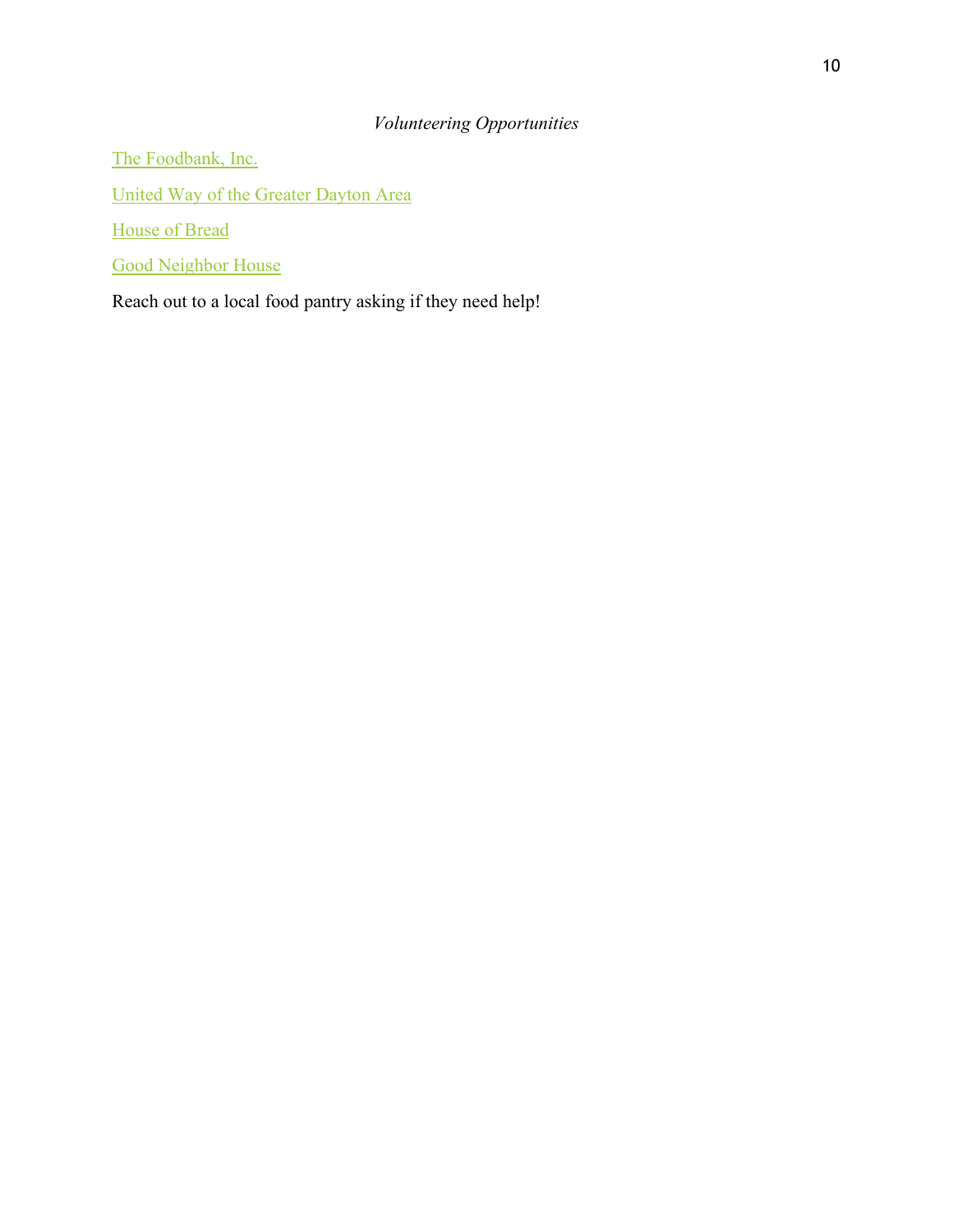*Volunteering Opportunities*

The Foodbank, Inc.

United Way of the Greater Dayton Area

House of Bread

Good Neighbor House

Reach out to a local food pantry asking if they need help!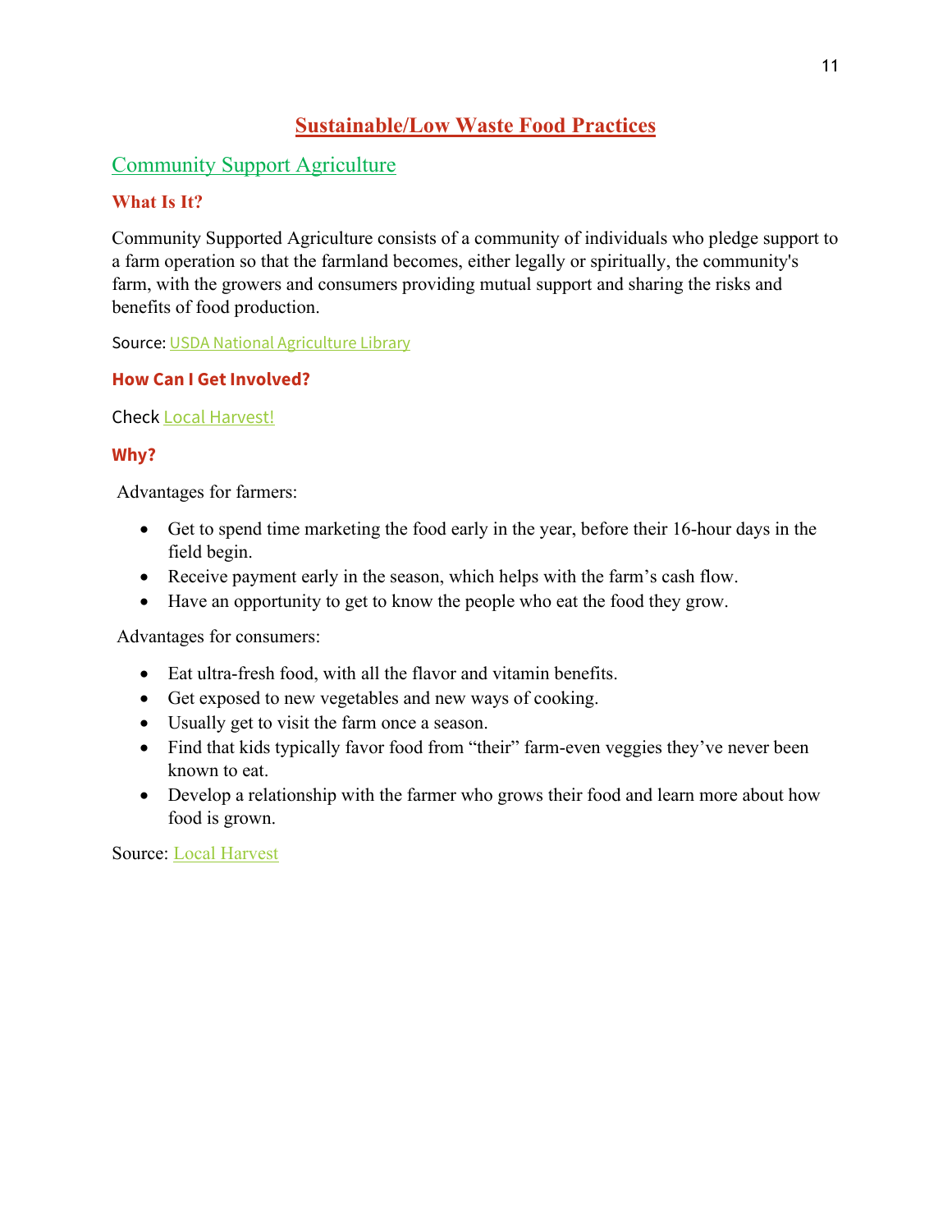# Sustainable/Low Waste Food Practices

## Community Support Agriculture

### What Is It?

Community Supported Agriculture consists of a community of individuals who pledge support to a farm operation so that the farmland becomes, either legally or spiritually, the community's farm, with the growers and consumers providing mutual support and sharing the risks and benefits of food production.

Source: USDA National Agriculture Library

### How Can I Get Involved?

Check Local Harvest!

### Why?

Advantages for farmers:

- Get to spend time marketing the food early in the year, before their 16-hour days in the field begin.
- Receive payment early in the season, which helps with the farm's cash flow.
- Have an opportunity to get to know the people who eat the food they grow.

Advantages for consumers:

- Eat ultra-fresh food, with all the flavor and vitamin benefits.
- Get exposed to new vegetables and new ways of cooking.
- Usually get to visit the farm once a season.
- Find that kids typically favor food from "their" farm-even veggies they've never been known to eat.
- Develop a relationship with the farmer who grows their food and learn more about how food is grown.

Source: Local Harvest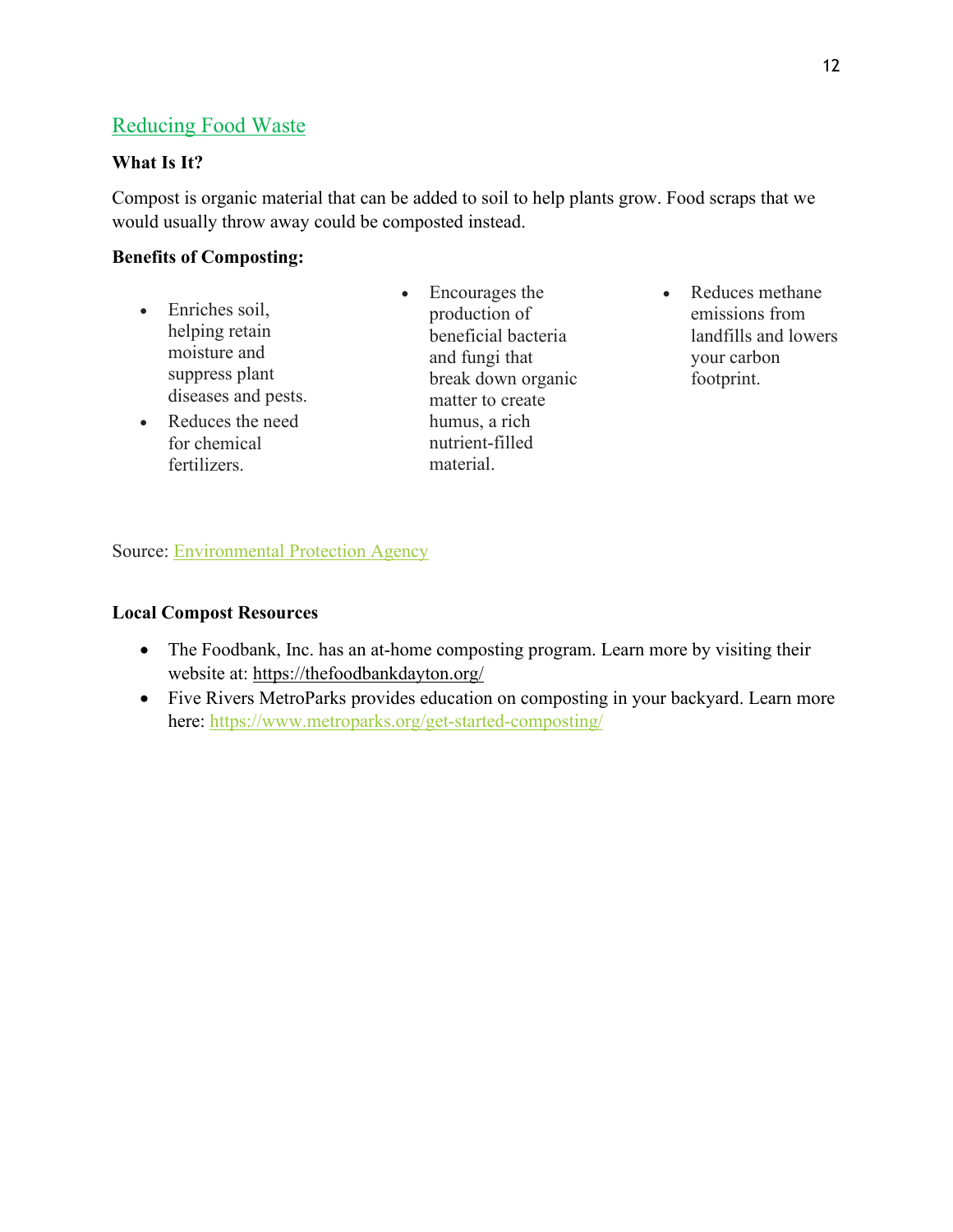## Reducing Food Waste

**What Is It?**

Compost is organic material that can be added to soil to help plants grow. Food scraps that we would usually throw away could be composted instead.

**Benefits of Composting:**

- Enriches soil, helping retain moisture and suppress plant diseases and pests.
- Reduces the need for chemical fertilizers.
- Encourages the production of beneficial bacteria and fungi that break down organic matter to create humus, a rich nutrient-filled material.
- Reduces methane emissions from landfills and lowers your carbon footprint.

Source: Environmental Protection Agency

**Local Compost Resources**

- The Foodbank, Inc. has an at-home composting program. Learn more by visiting their website at: https://thefoodbankdayton.org/
- Five Rivers MetroParks provides education on composting in your backyard. Learn more here: https://www.metroparks.org/get-started-composting/